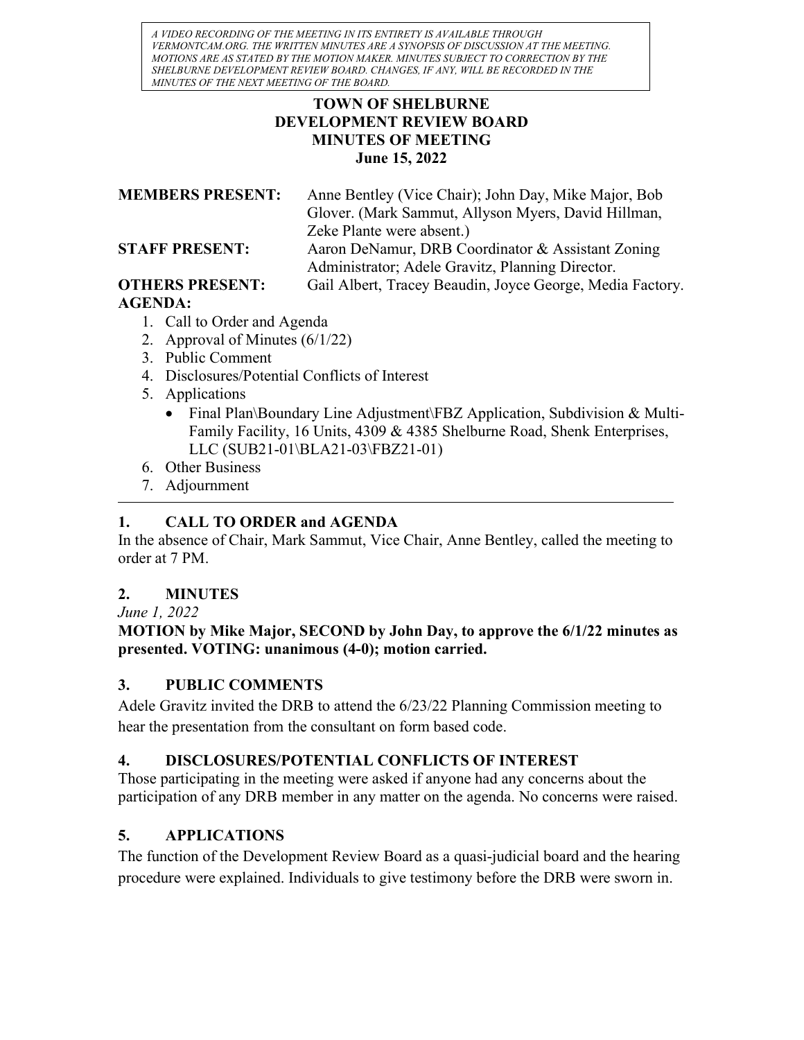*A VIDEO RECORDING OF THE MEETING IN ITS ENTIRETY IS AVAILABLE THROUGH VERMONTCAM.ORG. THE WRITTEN MINUTES ARE A SYNOPSIS OF DISCUSSION AT THE MEETING. MOTIONS ARE AS STATED BY THE MOTION MAKER. MINUTES SUBJECT TO CORRECTION BY THE SHELBURNE DEVELOPMENT REVIEW BOARD. CHANGES, IF ANY, WILL BE RECORDED IN THE MINUTES OF THE NEXT MEETING OF THE BOARD.*

# TOWN OF SHELBURNE
# DEVELOPMENT REVIEW BOARD
# MINUTES OF MEETING
## June 15, 2022

**MEMBERS PRESENT:** Anne Bentley (Vice Chair); John Day, Mike Major, Bob Glover. (Mark Sammut, Allyson Myers, David Hillman, Zeke Plante were absent.)

**STAFF PRESENT:** Aaron DeNamur, DRB Coordinator & Assistant Zoning Administrator; Adele Gravitz, Planning Director.

**OTHERS PRESENT:** Gail Albert, Tracey Beaudin, Joyce George, Media Factory.

**AGENDA:**

1. Call to Order and Agenda
2. Approval of Minutes (6/1/22)
3. Public Comment
4. Disclosures/Potential Conflicts of Interest
5. Applications
   - Final Plan\Boundary Line Adjustment\FBZ Application, Subdivision & Multi-Family Facility, 16 Units, 4309 & 4385 Shelburne Road, Shenk Enterprises, LLC (SUB21-01\BLA21-03\FBZ21-01)
6. Other Business
7. Adjournment

---

## 1. CALL TO ORDER and AGENDA

In the absence of Chair, Mark Sammut, Vice Chair, Anne Bentley, called the meeting to order at 7 PM.

## 2. MINUTES

*June 1, 2022*

**MOTION by Mike Major, SECOND by John Day, to approve the 6/1/22 minutes as presented. VOTING: unanimous (4-0); motion carried.**

## 3. PUBLIC COMMENTS

Adele Gravitz invited the DRB to attend the 6/23/22 Planning Commission meeting to hear the presentation from the consultant on form based code.

## 4. DISCLOSURES/POTENTIAL CONFLICTS OF INTEREST

Those participating in the meeting were asked if anyone had any concerns about the participation of any DRB member in any matter on the agenda. No concerns were raised.

## 5. APPLICATIONS

The function of the Development Review Board as a quasi-judicial board and the hearing procedure were explained. Individuals to give testimony before the DRB were sworn in.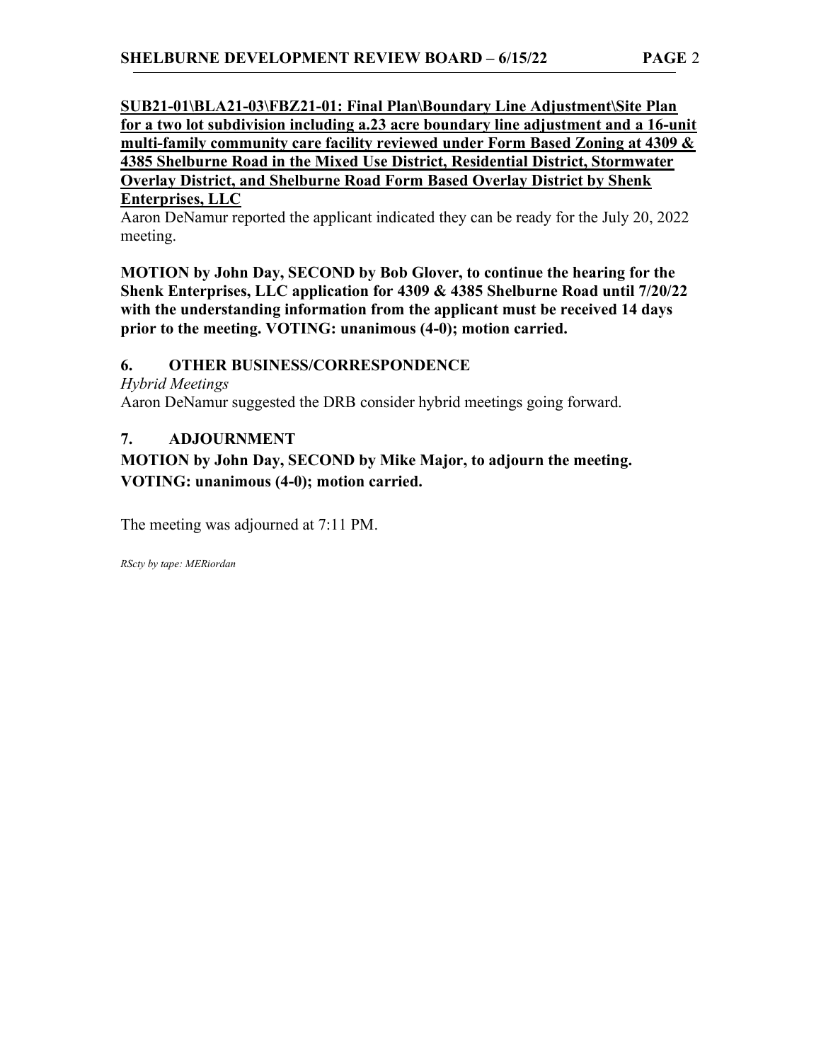**SUB21-01\BLA21-03\FBZ21-01: Final Plan\Boundary Line Adjustment\Site Plan for a two lot subdivision including a.23 acre boundary line adjustment and a 16-unit multi-family community care facility reviewed under Form Based Zoning at 4309 & 4385 Shelburne Road in the Mixed Use District, Residential District, Stormwater Overlay District, and Shelburne Road Form Based Overlay District by Shenk Enterprises, LLC**

Aaron DeNamur reported the applicant indicated they can be ready for the July 20, 2022 meeting.

**MOTION by John Day, SECOND by Bob Glover, to continue the hearing for the Shenk Enterprises, LLC application for 4309 & 4385 Shelburne Road until 7/20/22 with the understanding information from the applicant must be received 14 days prior to the meeting. VOTING: unanimous (4-0); motion carried.**

## 6. OTHER BUSINESS/CORRESPONDENCE

*Hybrid Meetings*

Aaron DeNamur suggested the DRB consider hybrid meetings going forward.

## 7. ADJOURNMENT

**MOTION by John Day, SECOND by Mike Major, to adjourn the meeting. VOTING: unanimous (4-0); motion carried.**

The meeting was adjourned at 7:11 PM.

*RScty by tape: MERiordan*